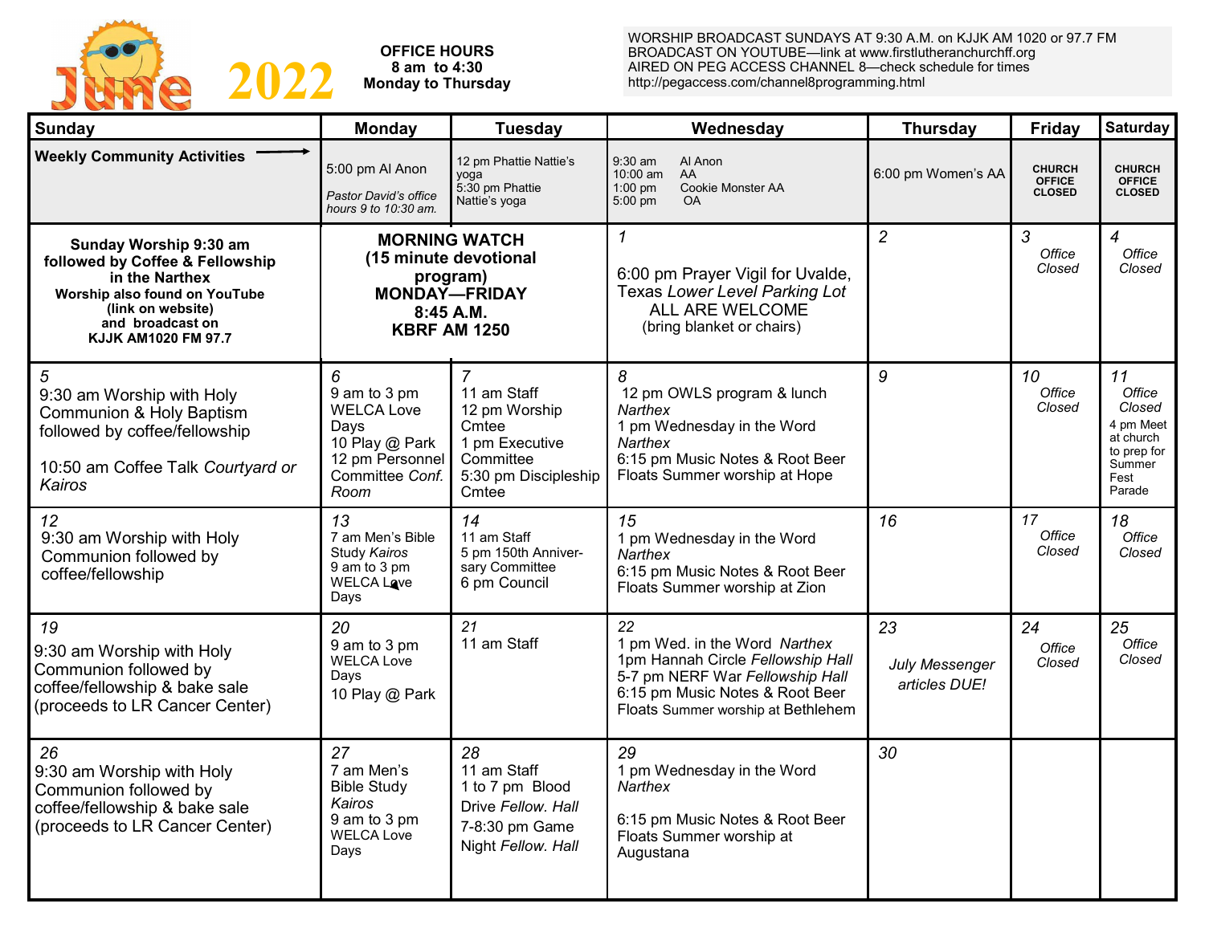# June 2022

**OFFICE HOURS**
**8 am to 4:30**
**Monday to Thursday**

WORSHIP BROADCAST SUNDAYS AT 9:30 A.M. on KJJK AM 1020 or 97.7 FM
BROADCAST ON YOUTUBE—link at www.firstlutheranchurchff.org
AIRED ON PEG ACCESS CHANNEL 8—check schedule for times
http://pegaccess.com/channel8programming.html

| Sunday | Monday | Tuesday | Wednesday | Thursday | Friday | Saturday |
|---|---|---|---|---|---|---|
| **Weekly Community Activities** → | 5:00 pm Al Anon<br>*Pastor David's office hours 9 to 10:30 am.* | 12 pm Phattie Nattie's yoga<br>5:30 pm Phattie Nattie's yoga | 9:30 am Al Anon<br>10:00 am AA<br>1:00 pm Cookie Monster AA<br>5:00 pm OA | 6:00 pm Women's AA | **CHURCH OFFICE CLOSED** | **CHURCH OFFICE CLOSED** |
| **Sunday Worship 9:30 am followed by Coffee & Fellowship in the Narthex**<br>**Worship also found on YouTube (link on website) and broadcast on KJJK AM1020 FM 97.7** | **MORNING WATCH (15 minute devotional program) MONDAY—FRIDAY 8:45 A.M. KBRF AM 1250** | | *1*<br>6:00 pm Prayer Vigil for Uvalde, Texas *Lower Level Parking Lot*<br>ALL ARE WELCOME<br>(bring blanket or chairs) | *2* | *3*<br>*Office Closed* | *4*<br>*Office Closed* |
| *5*<br>9:30 am Worship with Holy Communion & Holy Baptism followed by coffee/fellowship<br>10:50 am Coffee Talk *Courtyard or Kairos* | *6*<br>9 am to 3 pm WELCA Love Days<br>10 Play @ Park<br>12 pm Personnel Committee *Conf. Room* | *7*<br>11 am Staff<br>12 pm Worship Cmtee<br>1 pm Executive Committee<br>5:30 pm Discipleship Cmtee | *8*<br>12 pm OWLS program & lunch *Narthex*<br>1 pm Wednesday in the Word *Narthex*<br>6:15 pm Music Notes & Root Beer Floats Summer worship at Hope | *9* | *10*<br>*Office Closed* | *11*<br>*Office Closed*<br>4 pm Meet at church to prep for Summer Fest Parade |
| *12*<br>9:30 am Worship with Holy Communion followed by coffee/fellowship | *13*<br>7 am Men's Bible Study *Kairos*<br>9 am to 3 pm WELCA Love Days | *14*<br>11 am Staff<br>5 pm 150th Anniversary Committee<br>6 pm Council | *15*<br>1 pm Wednesday in the Word *Narthex*<br>6:15 pm Music Notes & Root Beer Floats Summer worship at Zion | *16* | *17*<br>*Office Closed* | *18*<br>*Office Closed* |
| *19*<br>9:30 am Worship with Holy Communion followed by coffee/fellowship & bake sale (proceeds to LR Cancer Center) | *20*<br>9 am to 3 pm WELCA Love Days<br>10 Play @ Park | *21*<br>11 am Staff | *22*<br>1 pm Wed. in the Word *Narthex*<br>1pm Hannah Circle *Fellowship Hall*<br>5-7 pm NERF War *Fellowship Hall*<br>6:15 pm Music Notes & Root Beer Floats Summer worship at Bethlehem | *23*<br>*July Messenger articles DUE!* | *24*<br>*Office Closed* | *25*<br>*Office Closed* |
| *26*<br>9:30 am Worship with Holy Communion followed by coffee/fellowship & bake sale (proceeds to LR Cancer Center) | *27*<br>7 am Men's Bible Study *Kairos*<br>9 am to 3 pm WELCA Love Days | *28*<br>11 am Staff<br>1 to 7 pm Blood Drive *Fellow. Hall*<br>7-8:30 pm Game Night *Fellow. Hall* | *29*<br>1 pm Wednesday in the Word *Narthex*<br>6:15 pm Music Notes & Root Beer Floats Summer worship at Augustana | *30* | | |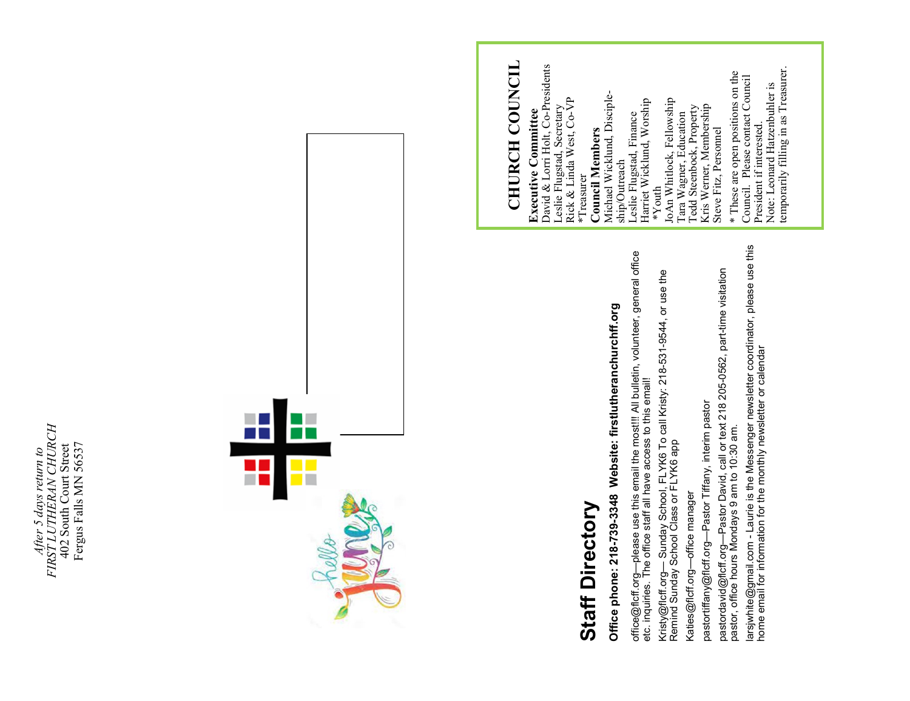*After 5 days return to*
*FIRST LUTHERAN CHURCH*
402 South Court Street
Fergus Falls MN 56537

# CHURCH COUNCIL

**Executive Committee**
David & Lorri Holt, Co-Presidents
Leslie Flugstad, Secretary
Rick & Linda West, Co-VP
*Treasurer

**Council Members**
Michael Wicklund, Discipleship/Outreach
Leslie Flugstad, Finance
Harriet Wicklund, Worship
*Youth
JoAn Whitlock, Fellowship
Tara Wagner, Education
Tedd Steenbock, Property
Kris Werner, Membership
Steve Fitz, Personnel

* These are open positions on the Council. Please contact Council President if interested.
Note: Leonard Hatzenbuhler is temporarily filling in as Treasurer.

# Staff Directory

**Office phone: 218-739-3348 Website: firstlutheranchurchff.org**

office@flcff.org—please use this email the most!!! All bulletin, volunteer, general office etc. inquiries. The office staff all have access to this email!

Kristy@flcff.org— Sunday School, FLYK6 To call Kristy: 218-531-9544, or use the Remind Sunday School Class or FLYK6 app

Katies@flcff.org—office manager

pastortiffany@flcff.org—Pastor Tiffany, interim pastor

pastordavid@flcff.org—Pastor David, call or text 218 205-0562, part-time visitation pastor, office hours Mondays 9 am to 10:30 am.

larsjwhite@gmail.com - Laurie is the Messenger newsletter coordinator, please use this home email for information for the monthly newsletter or calendar